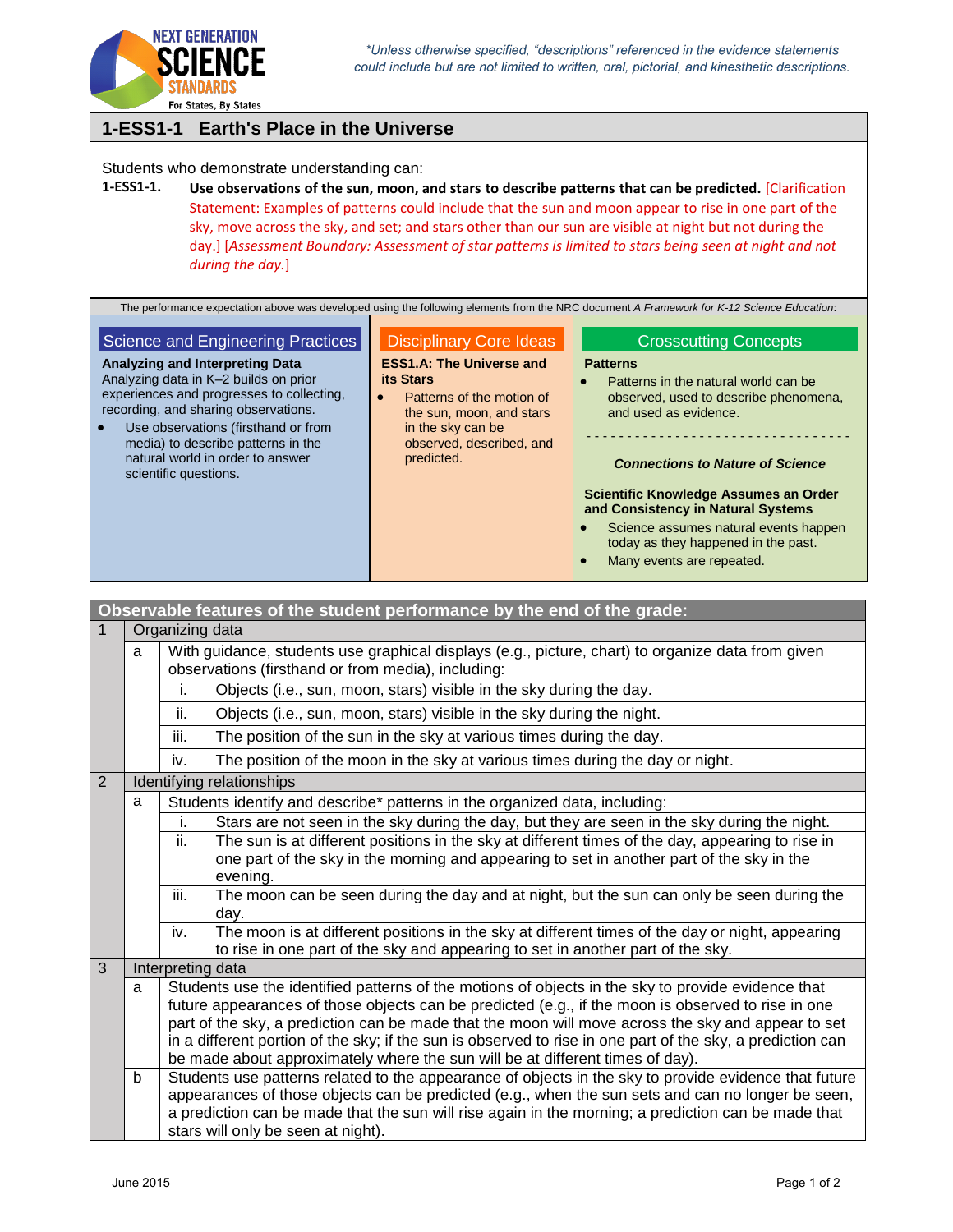*Unless otherwise specified, "descriptions" referenced in the evidence statements could include but are not limited to written, oral, pictorial, and kinesthetic descriptions.

## 1-ESS1-1 Earth's Place in the Universe

Students who demonstrate understanding can:

**1-ESS1-1.** **Use observations of the sun, moon, and stars to describe patterns that can be predicted.** [Clarification Statement: Examples of patterns could include that the sun and moon appear to rise in one part of the sky, move across the sky, and set; and stars other than our sun are visible at night but not during the day.] [*Assessment Boundary: Assessment of star patterns is limited to stars being seen at night and not during the day.*]

The performance expectation above was developed using the following elements from the NRC document *A Framework for K-12 Science Education*:

### Science and Engineering Practices

**Analyzing and Interpreting Data**
Analyzing data in K–2 builds on prior experiences and progresses to collecting, recording, and sharing observations.

- Use observations (firsthand or from media) to describe patterns in the natural world in order to answer scientific questions.

### Disciplinary Core Ideas

**ESS1.A: The Universe and its Stars**

- Patterns of the motion of the sun, moon, and stars in the sky can be observed, described, and predicted.

### Crosscutting Concepts

**Patterns**

- Patterns in the natural world can be observed, used to describe phenomena, and used as evidence.

---

***Connections to Nature of Science***

**Scientific Knowledge Assumes an Order and Consistency in Natural Systems**

- Science assumes natural events happen today as they happened in the past.
- Many events are repeated.

| Observable features of the student performance by the end of the grade: | | | |
|---|---|---|---|
| 1 | Organizing data | | |
| | a | With guidance, students use graphical displays (e.g., picture, chart) to organize data from given observations (firsthand or from media), including: | |
| | | i. | Objects (i.e., sun, moon, stars) visible in the sky during the day. |
| | | ii. | Objects (i.e., sun, moon, stars) visible in the sky during the night. |
| | | iii. | The position of the sun in the sky at various times during the day. |
| | | iv. | The position of the moon in the sky at various times during the day or night. |
| 2 | Identifying relationships | | |
| | a | Students identify and describe* patterns in the organized data, including: | |
| | | i. | Stars are not seen in the sky during the day, but they are seen in the sky during the night. |
| | | ii. | The sun is at different positions in the sky at different times of the day, appearing to rise in one part of the sky in the morning and appearing to set in another part of the sky in the evening. |
| | | iii. | The moon can be seen during the day and at night, but the sun can only be seen during the day. |
| | | iv. | The moon is at different positions in the sky at different times of the day or night, appearing to rise in one part of the sky and appearing to set in another part of the sky. |
| 3 | Interpreting data | | |
| | a | Students use the identified patterns of the motions of objects in the sky to provide evidence that future appearances of those objects can be predicted (e.g., if the moon is observed to rise in one part of the sky, a prediction can be made that the moon will move across the sky and appear to set in a different portion of the sky; if the sun is observed to rise in one part of the sky, a prediction can be made about approximately where the sun will be at different times of day). | |
| | b | Students use patterns related to the appearance of objects in the sky to provide evidence that future appearances of those objects can be predicted (e.g., when the sun sets and can no longer be seen, a prediction can be made that the sun will rise again in the morning; a prediction can be made that stars will only be seen at night). | |

June 2015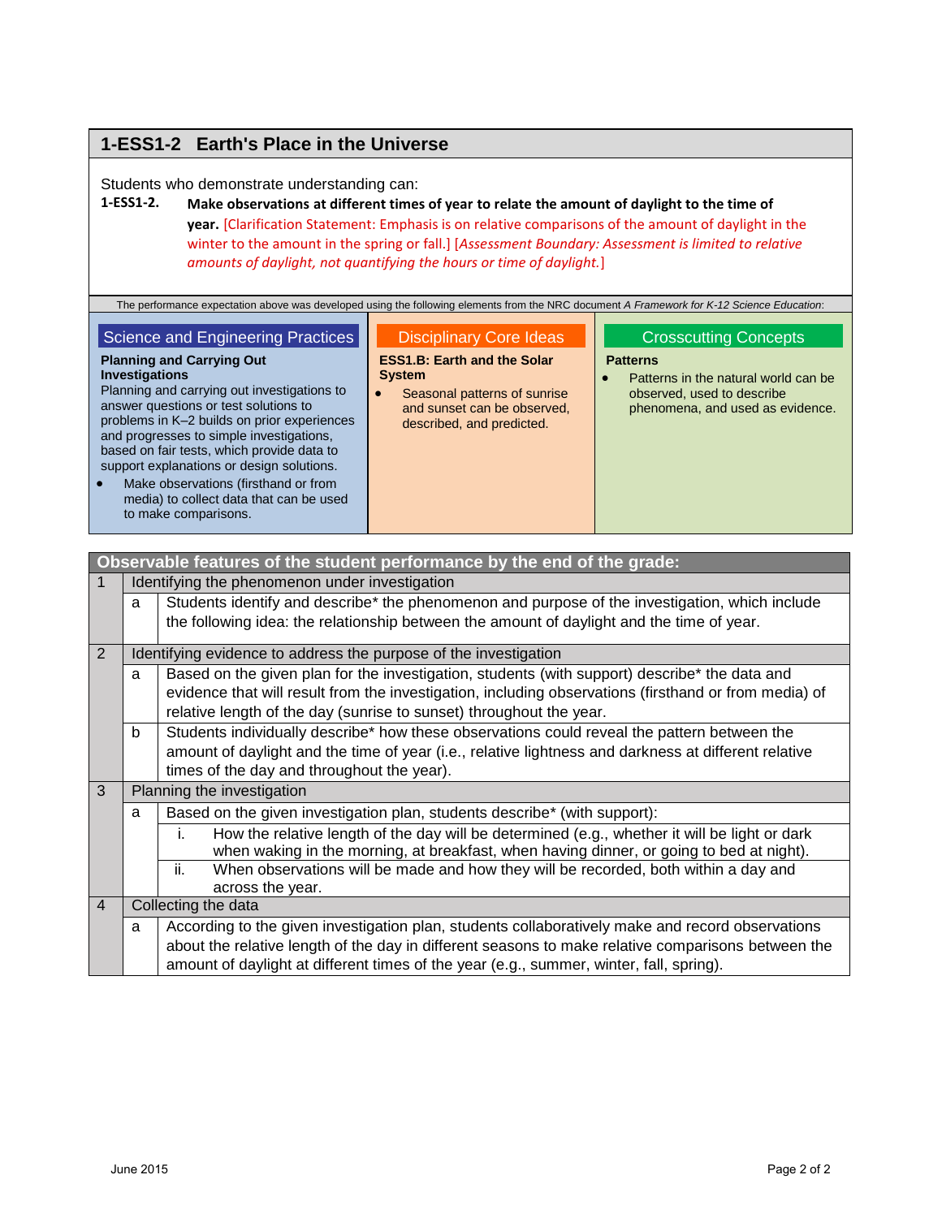## 1-ESS1-2 Earth's Place in the Universe

Students who demonstrate understanding can:

**1-ESS1-2.** **Make observations at different times of year to relate the amount of daylight to the time of year.** [Clarification Statement: Emphasis is on relative comparisons of the amount of daylight in the winter to the amount in the spring or fall.] [*Assessment Boundary: Assessment is limited to relative amounts of daylight, not quantifying the hours or time of daylight.*]

The performance expectation above was developed using the following elements from the NRC document *A Framework for K-12 Science Education*:

### Science and Engineering Practices

**Planning and Carrying Out Investigations**

Planning and carrying out investigations to answer questions or test solutions to problems in K–2 builds on prior experiences and progresses to simple investigations, based on fair tests, which provide data to support explanations or design solutions.

- Make observations (firsthand or from media) to collect data that can be used to make comparisons.

### Disciplinary Core Ideas

**ESS1.B: Earth and the Solar System**

- Seasonal patterns of sunrise and sunset can be observed, described, and predicted.

### Crosscutting Concepts

**Patterns**

- Patterns in the natural world can be observed, used to describe phenomena, and used as evidence.

| Observable features of the student performance by the end of the grade: | | | |
|---|---|---|---|
| 1 | Identifying the phenomenon under investigation | | |
| | a | Students identify and describe* the phenomenon and purpose of the investigation, which include the following idea: the relationship between the amount of daylight and the time of year. | |
| 2 | Identifying evidence to address the purpose of the investigation | | |
| | a | Based on the given plan for the investigation, students (with support) describe* the data and evidence that will result from the investigation, including observations (firsthand or from media) of relative length of the day (sunrise to sunset) throughout the year. | |
| | b | Students individually describe* how these observations could reveal the pattern between the amount of daylight and the time of year (i.e., relative lightness and darkness at different relative times of the day and throughout the year). | |
| 3 | Planning the investigation | | |
| | a | Based on the given investigation plan, students describe* (with support): | |
| | | i. | How the relative length of the day will be determined (e.g., whether it will be light or dark when waking in the morning, at breakfast, when having dinner, or going to bed at night). |
| | | ii. | When observations will be made and how they will be recorded, both within a day and across the year. |
| 4 | Collecting the data | | |
| | a | According to the given investigation plan, students collaboratively make and record observations about the relative length of the day in different seasons to make relative comparisons between the amount of daylight at different times of the year (e.g., summer, winter, fall, spring). | |

June 2015